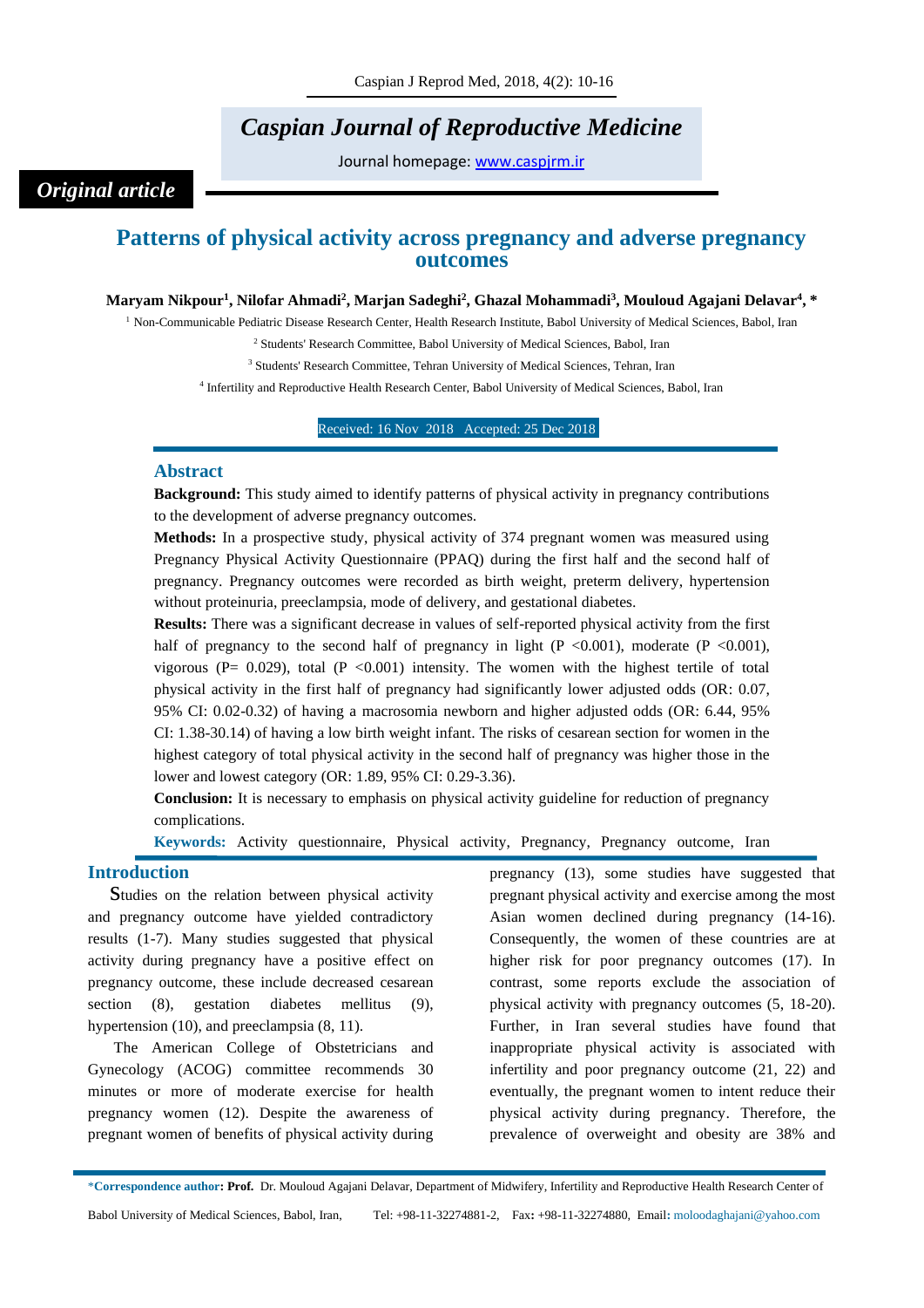*Original article*

# Patterns of physical activity across pregnancy and adverse pregnancy outcomes

**Maryam Nikpour[1], Nilofar Ahmadi[2], Marjan Sadeghi[2], Ghazal Mohammadi[3], Mouloud Agajani Delavar[4], ***

[1] Non-Communicable Pediatric Disease Research Center, Health Research Institute, Babol University of Medical Sciences, Babol, Iran

[2] Students' Research Committee, Babol University of Medical Sciences, Babol, Iran

[3] Students' Research Committee, Tehran University of Medical Sciences, Tehran, Iran

[4] Infertility and Reproductive Health Research Center, Babol University of Medical Sciences, Babol, Iran

Received: 16 Nov 2018 Accepted: 25 Dec 2018

## Abstract

**Background:** This study aimed to identify patterns of physical activity in pregnancy contributions to the development of adverse pregnancy outcomes.

**Methods:** In a prospective study, physical activity of 374 pregnant women was measured using Pregnancy Physical Activity Questionnaire (PPAQ) during the first half and the second half of pregnancy. Pregnancy outcomes were recorded as birth weight, preterm delivery, hypertension without proteinuria, preeclampsia, mode of delivery, and gestational diabetes.

**Results:** There was a significant decrease in values of self-reported physical activity from the first half of pregnancy to the second half of pregnancy in light ($P < 0.001$), moderate ($P < 0.001$), vigorous ($P = 0.029$), total ($P < 0.001$) intensity. The women with the highest tertile of total physical activity in the first half of pregnancy had significantly lower adjusted odds (OR: 0.07, 95% CI: 0.02-0.32) of having a macrosomia newborn and higher adjusted odds (OR: 6.44, 95% CI: 1.38-30.14) of having a low birth weight infant. The risks of cesarean section for women in the highest category of total physical activity in the second half of pregnancy was higher those in the lower and lowest category (OR: 1.89, 95% CI: 0.29-3.36).

**Conclusion:** It is necessary to emphasis on physical activity guideline for reduction of pregnancy complications.

**Keywords:** Activity questionnaire, Physical activity, Pregnancy, Pregnancy outcome, Iran

## Introduction

Studies on the relation between physical activity and pregnancy outcome have yielded contradictory results (1-7). Many studies suggested that physical activity during pregnancy have a positive effect on pregnancy outcome, these include decreased cesarean section (8), gestation diabetes mellitus (9), hypertension (10), and preeclampsia (8, 11).

The American College of Obstetricians and Gynecology (ACOG) committee recommends 30 minutes or more of moderate exercise for health pregnancy women (12). Despite the awareness of pregnant women of benefits of physical activity during pregnancy (13), some studies have suggested that pregnant physical activity and exercise among the most Asian women declined during pregnancy (14-16). Consequently, the women of these countries are at higher risk for poor pregnancy outcomes (17). In contrast, some reports exclude the association of physical activity with pregnancy outcomes (5, 18-20). Further, in Iran several studies have found that inappropriate physical activity is associated with infertility and poor pregnancy outcome (21, 22) and eventually, the pregnant women to intent reduce their physical activity during pregnancy. Therefore, the prevalence of overweight and obesity are 38% and

*__Correspondence author: Prof.__ Dr. Mouloud Agajani Delavar, Department of Midwifery, Infertility and Reproductive Health Research Center of Babol University of Medical Sciences, Babol, Iran, Tel: +98-11-32274881-2, Fax: +98-11-32274880, Email: moloodaghajani@yahoo.com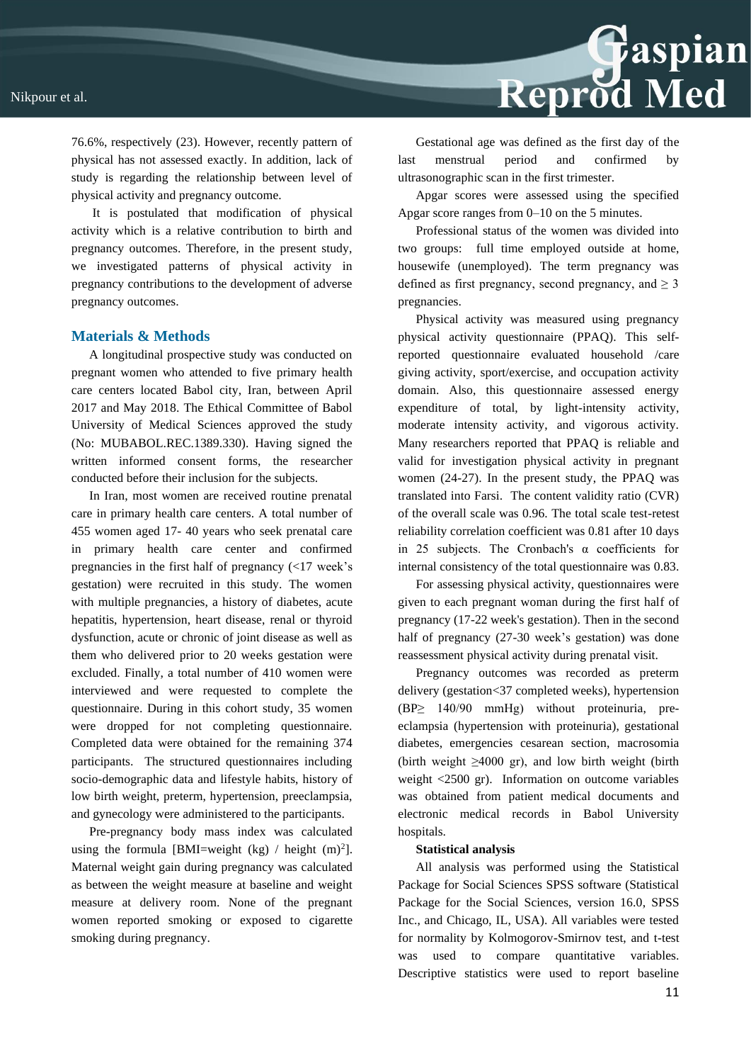76.6%, respectively (23). However, recently pattern of physical has not assessed exactly. In addition, lack of study is regarding the relationship between level of physical activity and pregnancy outcome.

It is postulated that modification of physical activity which is a relative contribution to birth and pregnancy outcomes. Therefore, in the present study, we investigated patterns of physical activity in pregnancy contributions to the development of adverse pregnancy outcomes.

## Materials & Methods

A longitudinal prospective study was conducted on pregnant women who attended to five primary health care centers located Babol city, Iran, between April 2017 and May 2018. The Ethical Committee of Babol University of Medical Sciences approved the study (No: MUBABOL.REC.1389.330). Having signed the written informed consent forms, the researcher conducted before their inclusion for the subjects.

In Iran, most women are received routine prenatal care in primary health care centers. A total number of 455 women aged 17- 40 years who seek prenatal care in primary health care center and confirmed pregnancies in the first half of pregnancy (<17 week's gestation) were recruited in this study. The women with multiple pregnancies, a history of diabetes, acute hepatitis, hypertension, heart disease, renal or thyroid dysfunction, acute or chronic of joint disease as well as them who delivered prior to 20 weeks gestation were excluded. Finally, a total number of 410 women were interviewed and were requested to complete the questionnaire. During in this cohort study, 35 women were dropped for not completing questionnaire. Completed data were obtained for the remaining 374 participants. The structured questionnaires including socio-demographic data and lifestyle habits, history of low birth weight, preterm, hypertension, preeclampsia, and gynecology were administered to the participants.

Pre-pregnancy body mass index was calculated using the formula [BMI=weight (kg) / height $(m)^2$]. Maternal weight gain during pregnancy was calculated as between the weight measure at baseline and weight measure at delivery room. None of the pregnant women reported smoking or exposed to cigarette smoking during pregnancy.

Gestational age was defined as the first day of the last menstrual period and confirmed by ultrasonographic scan in the first trimester.

Apgar scores were assessed using the specified Apgar score ranges from 0–10 on the 5 minutes.

Professional status of the women was divided into two groups: full time employed outside at home, housewife (unemployed). The term pregnancy was defined as first pregnancy, second pregnancy, and $\geq 3$ pregnancies.

Physical activity was measured using pregnancy physical activity questionnaire (PPAQ). This self-reported questionnaire evaluated household /care giving activity, sport/exercise, and occupation activity domain. Also, this questionnaire assessed energy expenditure of total, by light-intensity activity, moderate intensity activity, and vigorous activity. Many researchers reported that PPAQ is reliable and valid for investigation physical activity in pregnant women (24-27). In the present study, the PPAQ was translated into Farsi. The content validity ratio (CVR) of the overall scale was 0.96. The total scale test-retest reliability correlation coefficient was 0.81 after 10 days in 25 subjects. The Cronbach's $\alpha$ coefficients for internal consistency of the total questionnaire was 0.83.

For assessing physical activity, questionnaires were given to each pregnant woman during the first half of pregnancy (17-22 week's gestation). Then in the second half of pregnancy (27-30 week's gestation) was done reassessment physical activity during prenatal visit.

Pregnancy outcomes was recorded as preterm delivery (gestation<37 completed weeks), hypertension (BP$\geq$ 140/90 mmHg) without proteinuria, pre-eclampsia (hypertension with proteinuria), gestational diabetes, emergencies cesarean section, macrosomia (birth weight $\geq$4000 gr), and low birth weight (birth weight <2500 gr). Information on outcome variables was obtained from patient medical documents and electronic medical records in Babol University hospitals.

**Statistical analysis**

All analysis was performed using the Statistical Package for Social Sciences SPSS software (Statistical Package for the Social Sciences, version 16.0, SPSS Inc., and Chicago, IL, USA). All variables were tested for normality by Kolmogorov-Smirnov test, and t-test was used to compare quantitative variables. Descriptive statistics were used to report baseline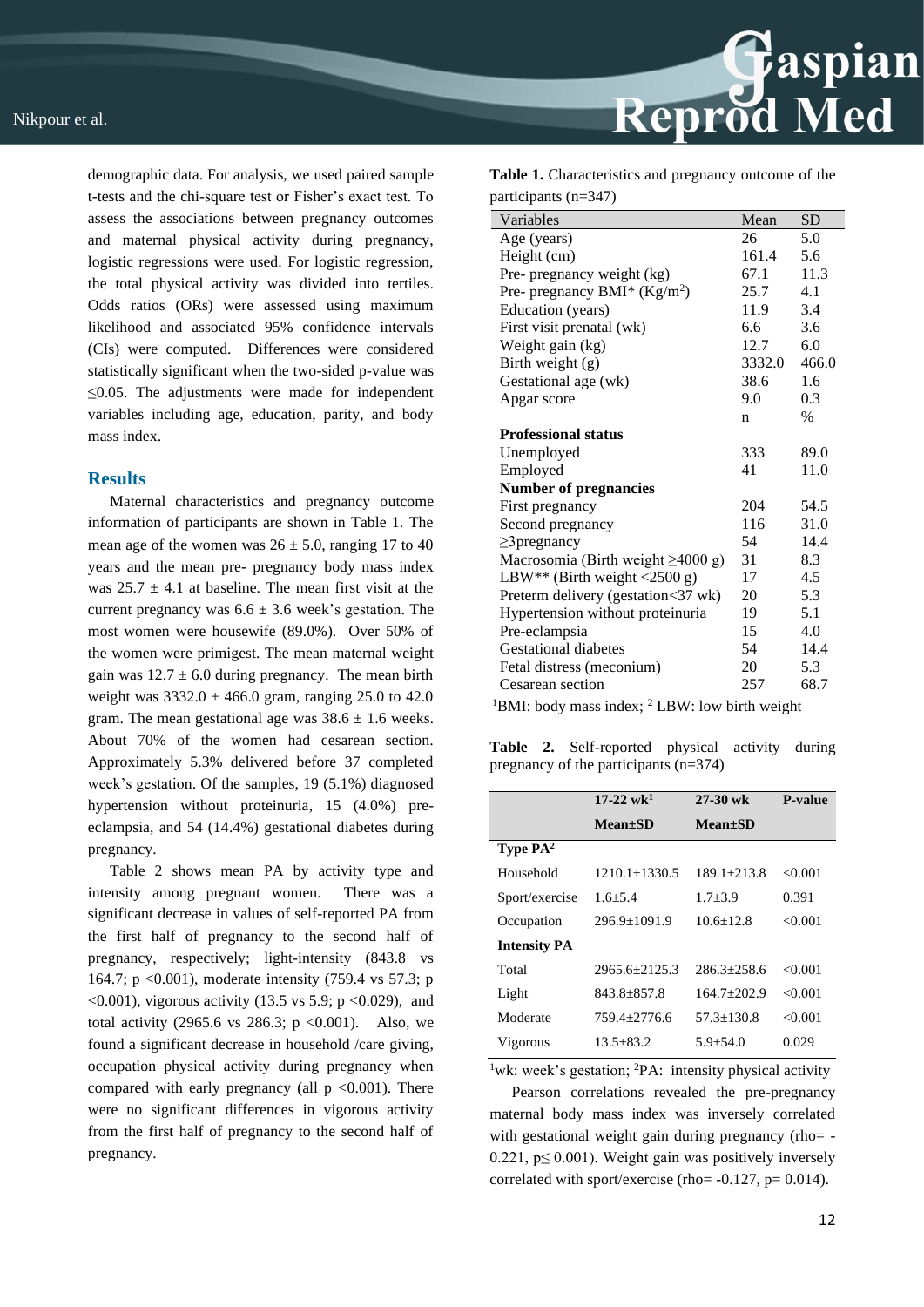demographic data. For analysis, we used paired sample t-tests and the chi-square test or Fisher's exact test. To assess the associations between pregnancy outcomes and maternal physical activity during pregnancy, logistic regressions were used. For logistic regression, the total physical activity was divided into tertiles. Odds ratios (ORs) were assessed using maximum likelihood and associated 95% confidence intervals (CIs) were computed. Differences were considered statistically significant when the two-sided p-value was ≤0.05. The adjustments were made for independent variables including age, education, parity, and body mass index.

## Results

Maternal characteristics and pregnancy outcome information of participants are shown in Table 1. The mean age of the women was 26 ± 5.0, ranging 17 to 40 years and the mean pre- pregnancy body mass index was 25.7 ± 4.1 at baseline. The mean first visit at the current pregnancy was 6.6 ± 3.6 week's gestation. The most women were housewife (89.0%). Over 50% of the women were primigest. The mean maternal weight gain was 12.7 ± 6.0 during pregnancy. The mean birth weight was 3332.0 ± 466.0 gram, ranging 25.0 to 42.0 gram. The mean gestational age was 38.6 ± 1.6 weeks. About 70% of the women had cesarean section. Approximately 5.3% delivered before 37 completed week's gestation. Of the samples, 19 (5.1%) diagnosed hypertension without proteinuria, 15 (4.0%) pre-eclampsia, and 54 (14.4%) gestational diabetes during pregnancy.

Table 2 shows mean PA by activity type and intensity among pregnant women. There was a significant decrease in values of self-reported PA from the first half of pregnancy to the second half of pregnancy, respectively; light-intensity (843.8 vs 164.7; p <0.001), moderate intensity (759.4 vs 57.3; p <0.001), vigorous activity (13.5 vs 5.9; p <0.029), and total activity (2965.6 vs 286.3; p <0.001). Also, we found a significant decrease in household /care giving, occupation physical activity during pregnancy when compared with early pregnancy (all p <0.001). There were no significant differences in vigorous activity from the first half of pregnancy to the second half of pregnancy.

**Table 1.** Characteristics and pregnancy outcome of the participants (n=347)

| Variables | Mean | SD |
|---|---|---|
| Age (years) | 26 | 5.0 |
| Height (cm) | 161.4 | 5.6 |
| Pre- pregnancy weight (kg) | 67.1 | 11.3 |
| Pre- pregnancy BMI* (Kg/m$^2$) | 25.7 | 4.1 |
| Education (years) | 11.9 | 3.4 |
| First visit prenatal (wk) | 6.6 | 3.6 |
| Weight gain (kg) | 12.7 | 6.0 |
| Birth weight (g) | 3332.0 | 466.0 |
| Gestational age (wk) | 38.6 | 1.6 |
| Apgar score | 9.0 | 0.3 |
| | n | % |
| **Professional status** | | |
| Unemployed | 333 | 89.0 |
| Employed | 41 | 11.0 |
| **Number of pregnancies** | | |
| First pregnancy | 204 | 54.5 |
| Second pregnancy | 116 | 31.0 |
| ≥3pregnancy | 54 | 14.4 |
| Macrosomia (Birth weight ≥4000 g) | 31 | 8.3 |
| LBW** (Birth weight <2500 g) | 17 | 4.5 |
| Preterm delivery (gestation<37 wk) | 20 | 5.3 |
| Hypertension without proteinuria | 19 | 5.1 |
| Pre-eclampsia | 15 | 4.0 |
| Gestational diabetes | 54 | 14.4 |
| Fetal distress (meconium) | 20 | 5.3 |
| Cesarean section | 257 | 68.7 |

[1]BMI: body mass index; [2] LBW: low birth weight

**Table 2.** Self-reported physical activity during pregnancy of the participants (n=374)

| | 17-22 wk[1] | 27-30 wk | P-value |
|---|---|---|---|
| | Mean±SD | Mean±SD | |
| **Type PA[2]** | | | |
| Household | 1210.1±1330.5 | 189.1±213.8 | <0.001 |
| Sport/exercise | 1.6±5.4 | 1.7±3.9 | 0.391 |
| Occupation | 296.9±1091.9 | 10.6±12.8 | <0.001 |
| **Intensity PA** | | | |
| Total | 2965.6±2125.3 | 286.3±258.6 | <0.001 |
| Light | 843.8±857.8 | 164.7±202.9 | <0.001 |
| Moderate | 759.4±2776.6 | 57.3±130.8 | <0.001 |
| Vigorous | 13.5±83.2 | 5.9±54.0 | 0.029 |

[1]wk: week's gestation; [2]PA: intensity physical activity

Pearson correlations revealed the pre-pregnancy maternal body mass index was inversely correlated with gestational weight gain during pregnancy (rho= -0.221, p≤ 0.001). Weight gain was positively inversely correlated with sport/exercise (rho= -0.127, p= 0.014).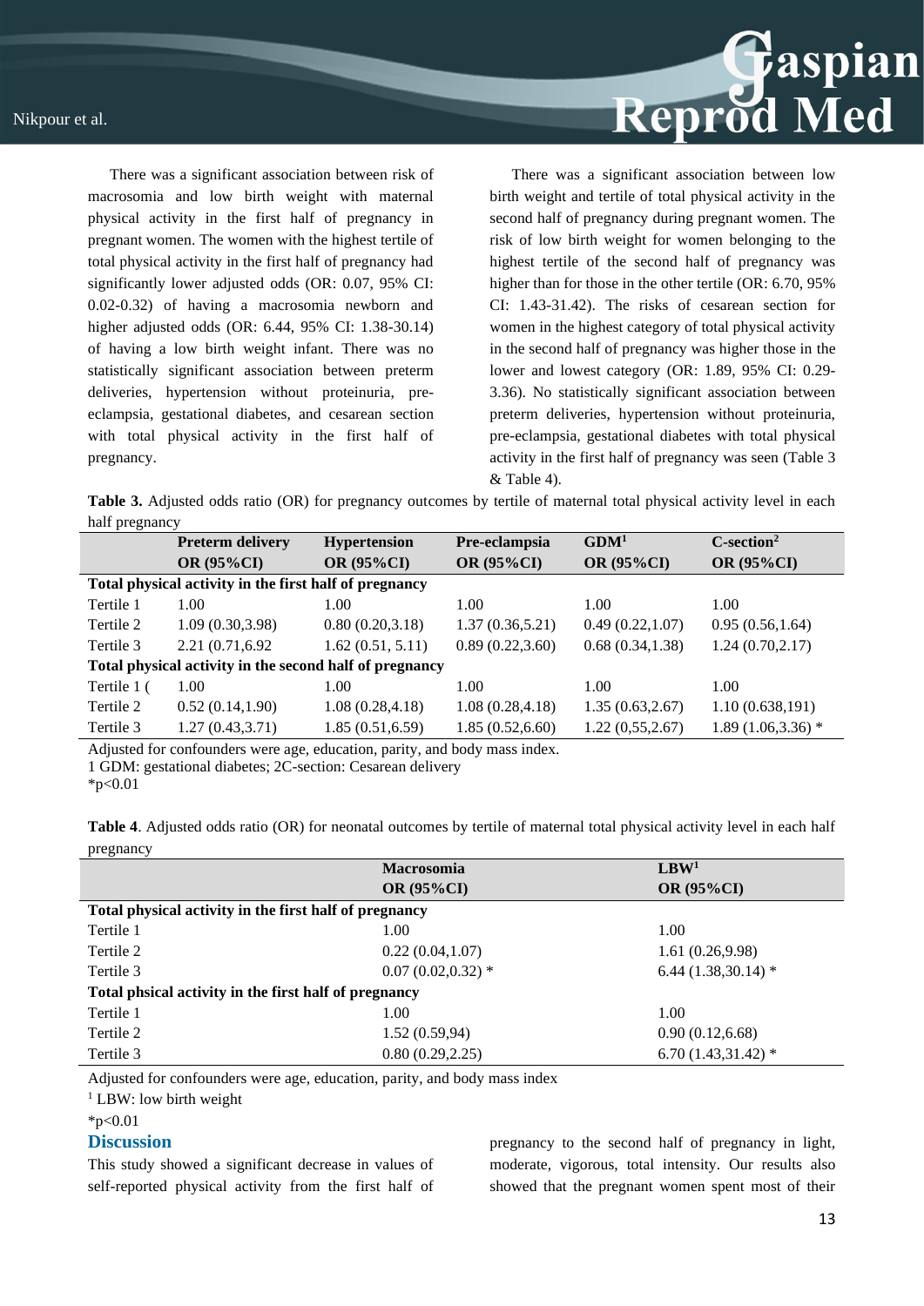There was a significant association between risk of macrosomia and low birth weight with maternal physical activity in the first half of pregnancy in pregnant women. The women with the highest tertile of total physical activity in the first half of pregnancy had significantly lower adjusted odds (OR: 0.07, 95% CI: 0.02-0.32) of having a macrosomia newborn and higher adjusted odds (OR: 6.44, 95% CI: 1.38-30.14) of having a low birth weight infant. There was no statistically significant association between preterm deliveries, hypertension without proteinuria, pre-eclampsia, gestational diabetes, and cesarean section with total physical activity in the first half of pregnancy.

There was a significant association between low birth weight and tertile of total physical activity in the second half of pregnancy during pregnant women. The risk of low birth weight for women belonging to the highest tertile of the second half of pregnancy was higher than for those in the other tertile (OR: 6.70, 95% CI: 1.43-31.42). The risks of cesarean section for women in the highest category of total physical activity in the second half of pregnancy was higher than in the lower and lowest category (OR: 1.89, 95% CI: 0.29-3.36). No statistically significant association between preterm deliveries, hypertension without proteinuria, pre-eclampsia, gestational diabetes with total physical activity in the first half of pregnancy was seen (Table 3 & Table 4).

**Table 3.** Adjusted odds ratio (OR) for pregnancy outcomes by tertile of maternal total physical activity level in each half pregnancy

| | Preterm delivery OR (95%CI) | Hypertension OR (95%CI) | Pre-eclampsia OR (95%CI) | GDM[1] OR (95%CI) | C-section[2] OR (95%CI) |
|---|---|---|---|---|---|
| **Total physical activity in the first half of pregnancy** | | | | | |
| Tertile 1 | 1.00 | 1.00 | 1.00 | 1.00 | 1.00 |
| Tertile 2 | 1.09 (0.30,3.98) | 0.80 (0.20,3.18) | 1.37 (0.36,5.21) | 0.49 (0.22,1.07) | 0.95 (0.56,1.64) |
| Tertile 3 | 2.21 (0.71,6.92 | 1.62 (0.51, 5.11) | 0.89 (0.22,3.60) | 0.68 (0.34,1.38) | 1.24 (0.70,2.17) |
| **Total physical activity in the second half of pregnancy** | | | | | |
| Tertile 1 ( | 1.00 | 1.00 | 1.00 | 1.00 | 1.00 |
| Tertile 2 | 0.52 (0.14,1.90) | 1.08 (0.28,4.18) | 1.08 (0.28,4.18) | 1.35 (0.63,2.67) | 1.10 (0.638,191) |
| Tertile 3 | 1.27 (0.43,3.71) | 1.85 (0.51,6.59) | 1.85 (0.52,6.60) | 1.22 (0,55,2.67) | 1.89 (1.06,3.36) * |

Adjusted for confounders were age, education, parity, and body mass index.
1 GDM: gestational diabetes; 2C-section: Cesarean delivery
*p<0.01

**Table 4**. Adjusted odds ratio (OR) for neonatal outcomes by tertile of maternal total physical activity level in each half pregnancy

| | Macrosomia OR (95%CI) | LBW[1] OR (95%CI) |
|---|---|---|
| **Total physical activity in the first half of pregnancy** | | |
| Tertile 1 | 1.00 | 1.00 |
| Tertile 2 | 0.22 (0.04,1.07) | 1.61 (0.26,9.98) |
| Tertile 3 | 0.07 (0.02,0.32) * | 6.44 (1.38,30.14) * |
| **Total phsical activity in the first half of pregnancy** | | |
| Tertile 1 | 1.00 | 1.00 |
| Tertile 2 | 1.52 (0.59,94) | 0.90 (0.12,6.68) |
| Tertile 3 | 0.80 (0.29,2.25) | 6.70 (1.43,31.42) * |

Adjusted for confounders were age, education, parity, and body mass index
[1] LBW: low birth weight
*p<0.01

## Discussion

This study showed a significant decrease in values of self-reported physical activity from the first half of pregnancy to the second half of pregnancy in light, moderate, vigorous, total intensity. Our results also showed that the pregnant women spent most of their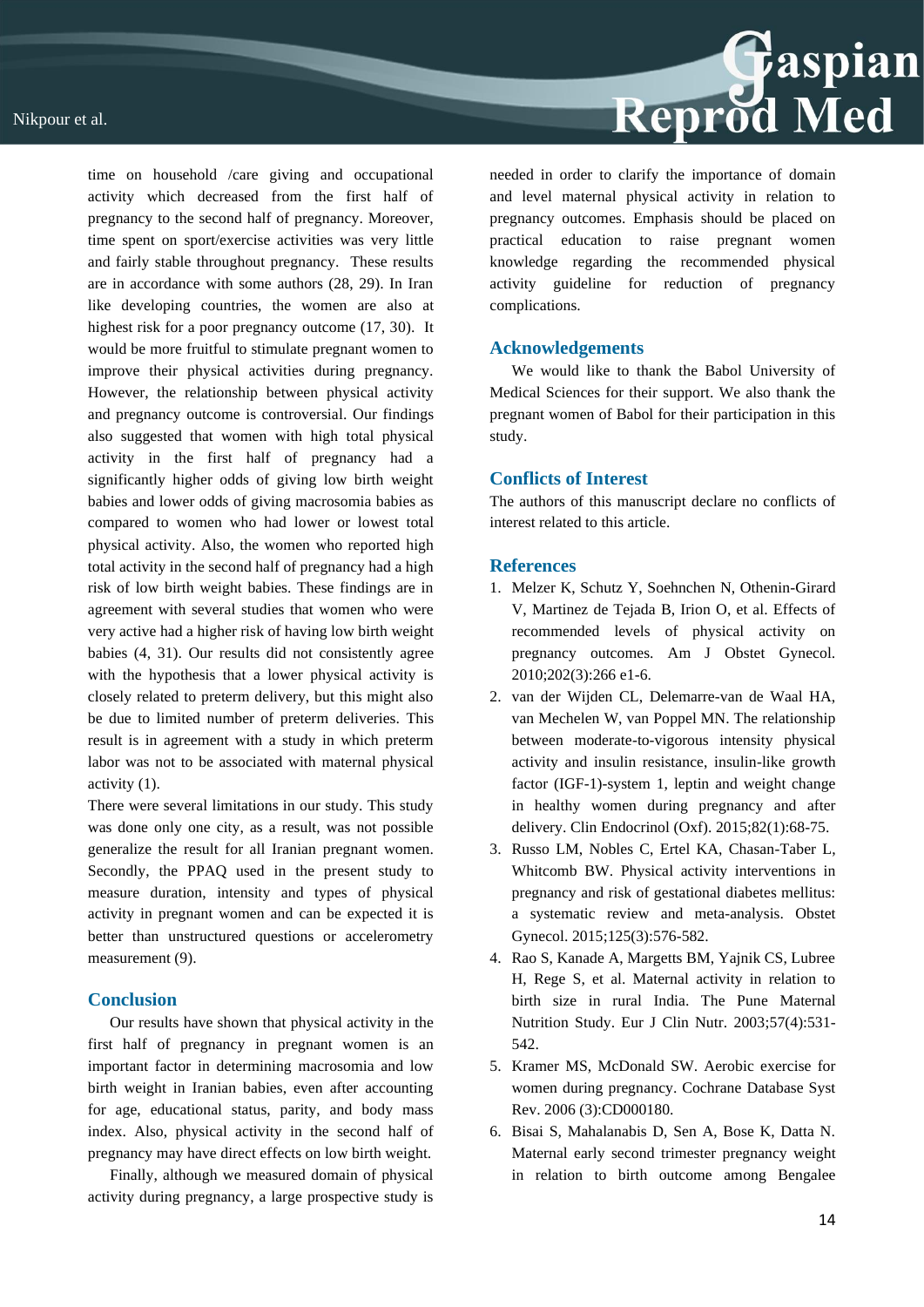time on household /care giving and occupational activity which decreased from the first half of pregnancy to the second half of pregnancy. Moreover, time spent on sport/exercise activities was very little and fairly stable throughout pregnancy. These results are in accordance with some authors (28, 29). In Iran like developing countries, the women are also at highest risk for a poor pregnancy outcome (17, 30). It would be more fruitful to stimulate pregnant women to improve their physical activities during pregnancy. However, the relationship between physical activity and pregnancy outcome is controversial. Our findings also suggested that women with high total physical activity in the first half of pregnancy had a significantly higher odds of giving low birth weight babies and lower odds of giving macrosomia babies as compared to women who had lower or lowest total physical activity. Also, the women who reported high total activity in the second half of pregnancy had a high risk of low birth weight babies. These findings are in agreement with several studies that women who were very active had a higher risk of having low birth weight babies (4, 31). Our results did not consistently agree with the hypothesis that a lower physical activity is closely related to preterm delivery, but this might also be due to limited number of preterm deliveries. This result is in agreement with a study in which preterm labor was not to be associated with maternal physical activity (1).

There were several limitations in our study. This study was done only one city, as a result, was not possible generalize the result for all Iranian pregnant women. Secondly, the PPAQ used in the present study to measure duration, intensity and types of physical activity in pregnant women and can be expected it is better than unstructured questions or accelerometry measurement (9).

## Conclusion

Our results have shown that physical activity in the first half of pregnancy in pregnant women is an important factor in determining macrosomia and low birth weight in Iranian babies, even after accounting for age, educational status, parity, and body mass index. Also, physical activity in the second half of pregnancy may have direct effects on low birth weight.

Finally, although we measured domain of physical activity during pregnancy, a large prospective study is needed in order to clarify the importance of domain and level maternal physical activity in relation to pregnancy outcomes. Emphasis should be placed on practical education to raise pregnant women knowledge regarding the recommended physical activity guideline for reduction of pregnancy complications.

## Acknowledgements

We would like to thank the Babol University of Medical Sciences for their support. We also thank the pregnant women of Babol for their participation in this study.

## Conflicts of Interest

The authors of this manuscript declare no conflicts of interest related to this article.

## References

1. Melzer K, Schutz Y, Soehnchen N, Othenin-Girard V, Martinez de Tejada B, Irion O, et al. Effects of recommended levels of physical activity on pregnancy outcomes. Am J Obstet Gynecol. 2010;202(3):266 e1-6.
2. van der Wijden CL, Delemarre-van de Waal HA, van Mechelen W, van Poppel MN. The relationship between moderate-to-vigorous intensity physical activity and insulin resistance, insulin-like growth factor (IGF-1)-system 1, leptin and weight change in healthy women during pregnancy and after delivery. Clin Endocrinol (Oxf). 2015;82(1):68-75.
3. Russo LM, Nobles C, Ertel KA, Chasan-Taber L, Whitcomb BW. Physical activity interventions in pregnancy and risk of gestational diabetes mellitus: a systematic review and meta-analysis. Obstet Gynecol. 2015;125(3):576-582.
4. Rao S, Kanade A, Margetts BM, Yajnik CS, Lubree H, Rege S, et al. Maternal activity in relation to birth size in rural India. The Pune Maternal Nutrition Study. Eur J Clin Nutr. 2003;57(4):531-542.
5. Kramer MS, McDonald SW. Aerobic exercise for women during pregnancy. Cochrane Database Syst Rev. 2006 (3):CD000180.
6. Bisai S, Mahalanabis D, Sen A, Bose K, Datta N. Maternal early second trimester pregnancy weight in relation to birth outcome among Bengalee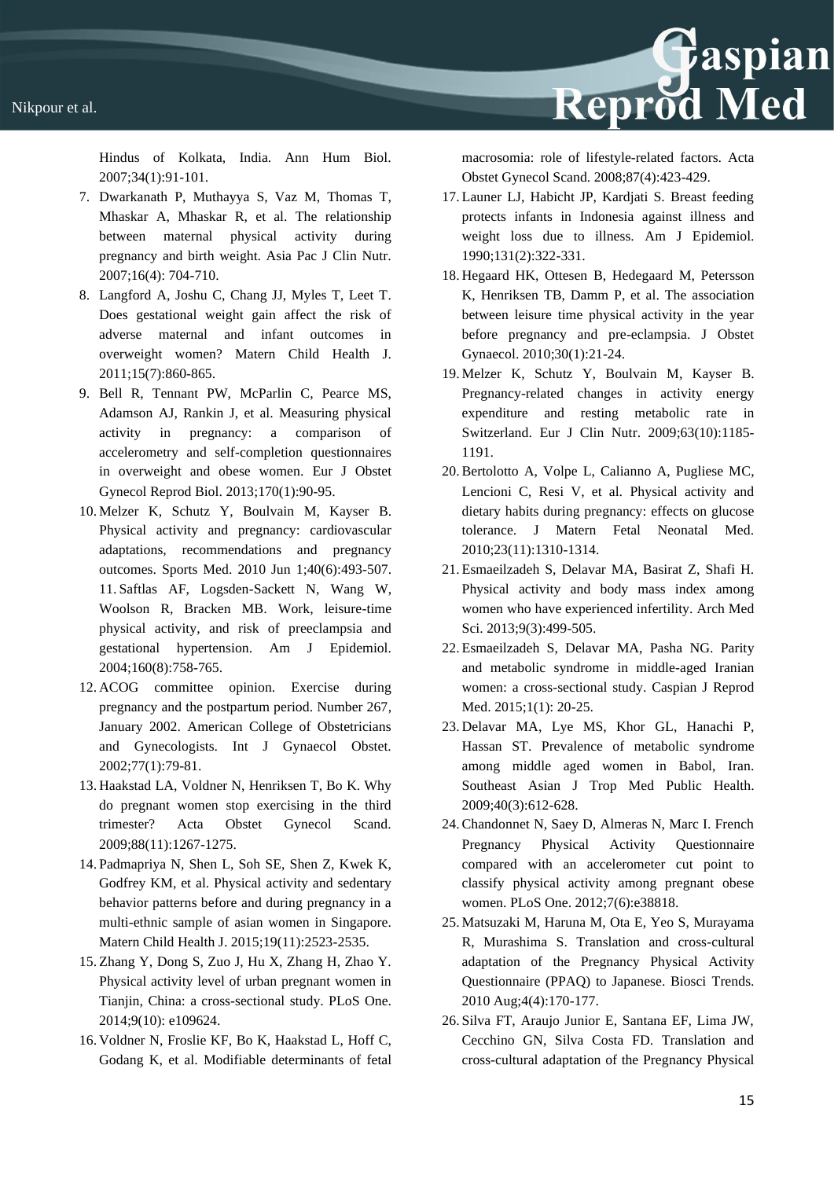Hindus of Kolkata, India. Ann Hum Biol. 2007;34(1):91-101.

7. Dwarkanath P, Muthayya S, Vaz M, Thomas T, Mhaskar A, Mhaskar R, et al. The relationship between maternal physical activity during pregnancy and birth weight. Asia Pac J Clin Nutr. 2007;16(4): 704-710.
8. Langford A, Joshu C, Chang JJ, Myles T, Leet T. Does gestational weight gain affect the risk of adverse maternal and infant outcomes in overweight women? Matern Child Health J. 2011;15(7):860-865.
9. Bell R, Tennant PW, McParlin C, Pearce MS, Adamson AJ, Rankin J, et al. Measuring physical activity in pregnancy: a comparison of accelerometry and self-completion questionnaires in overweight and obese women. Eur J Obstet Gynecol Reprod Biol. 2013;170(1):90-95.
10. Melzer K, Schutz Y, Boulvain M, Kayser B. Physical activity and pregnancy: cardiovascular adaptations, recommendations and pregnancy outcomes. Sports Med. 2010 Jun 1;40(6):493-507.
11. Saftlas AF, Logsden-Sackett N, Wang W, Woolson R, Bracken MB. Work, leisure-time physical activity, and risk of preeclampsia and gestational hypertension. Am J Epidemiol. 2004;160(8):758-765.
12. ACOG committee opinion. Exercise during pregnancy and the postpartum period. Number 267, January 2002. American College of Obstetricians and Gynecologists. Int J Gynaecol Obstet. 2002;77(1):79-81.
13. Haakstad LA, Voldner N, Henriksen T, Bo K. Why do pregnant women stop exercising in the third trimester? Acta Obstet Gynecol Scand. 2009;88(11):1267-1275.
14. Padmapriya N, Shen L, Soh SE, Shen Z, Kwek K, Godfrey KM, et al. Physical activity and sedentary behavior patterns before and during pregnancy in a multi-ethnic sample of asian women in Singapore. Matern Child Health J. 2015;19(11):2523-2535.
15. Zhang Y, Dong S, Zuo J, Hu X, Zhang H, Zhao Y. Physical activity level of urban pregnant women in Tianjin, China: a cross-sectional study. PLoS One. 2014;9(10): e109624.
16. Voldner N, Froslie KF, Bo K, Haakstad L, Hoff C, Godang K, et al. Modifiable determinants of fetal macrosomia: role of lifestyle-related factors. Acta Obstet Gynecol Scand. 2008;87(4):423-429.
17. Launer LJ, Habicht JP, Kardjati S. Breast feeding protects infants in Indonesia against illness and weight loss due to illness. Am J Epidemiol. 1990;131(2):322-331.
18. Hegaard HK, Ottesen B, Hedegaard M, Petersson K, Henriksen TB, Damm P, et al. The association between leisure time physical activity in the year before pregnancy and pre-eclampsia. J Obstet Gynaecol. 2010;30(1):21-24.
19. Melzer K, Schutz Y, Boulvain M, Kayser B. Pregnancy-related changes in activity energy expenditure and resting metabolic rate in Switzerland. Eur J Clin Nutr. 2009;63(10):1185-1191.
20. Bertolotto A, Volpe L, Calianno A, Pugliese MC, Lencioni C, Resi V, et al. Physical activity and dietary habits during pregnancy: effects on glucose tolerance. J Matern Fetal Neonatal Med. 2010;23(11):1310-1314.
21. Esmaeilzadeh S, Delavar MA, Basirat Z, Shafi H. Physical activity and body mass index among women who have experienced infertility. Arch Med Sci. 2013;9(3):499-505.
22. Esmaeilzadeh S, Delavar MA, Pasha NG. Parity and metabolic syndrome in middle-aged Iranian women: a cross-sectional study. Caspian J Reprod Med. 2015;1(1): 20-25.
23. Delavar MA, Lye MS, Khor GL, Hanachi P, Hassan ST. Prevalence of metabolic syndrome among middle aged women in Babol, Iran. Southeast Asian J Trop Med Public Health. 2009;40(3):612-628.
24. Chandonnet N, Saey D, Almeras N, Marc I. French Pregnancy Physical Activity Questionnaire compared with an accelerometer cut point to classify physical activity among pregnant obese women. PLoS One. 2012;7(6):e38818.
25. Matsuzaki M, Haruna M, Ota E, Yeo S, Murayama R, Murashima S. Translation and cross-cultural adaptation of the Pregnancy Physical Activity Questionnaire (PPAQ) to Japanese. Biosci Trends. 2010 Aug;4(4):170-177.
26. Silva FT, Araujo Junior E, Santana EF, Lima JW, Cecchino GN, Silva Costa FD. Translation and cross-cultural adaptation of the Pregnancy Physical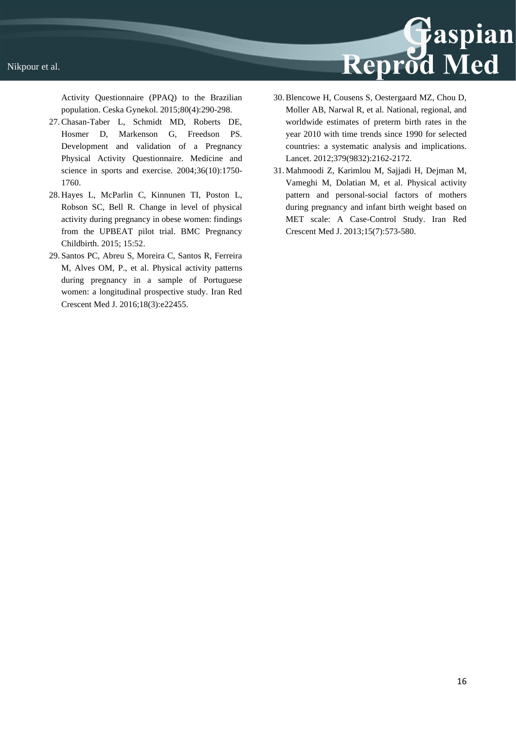Activity Questionnaire (PPAQ) to the Brazilian population. Ceska Gynekol. 2015;80(4):290-298.

27. Chasan-Taber L, Schmidt MD, Roberts DE, Hosmer D, Markenson G, Freedson PS. Development and validation of a Pregnancy Physical Activity Questionnaire. Medicine and science in sports and exercise. 2004;36(10):1750-1760.
28. Hayes L, McParlin C, Kinnunen TI, Poston L, Robson SC, Bell R. Change in level of physical activity during pregnancy in obese women: findings from the UPBEAT pilot trial. BMC Pregnancy Childbirth. 2015; 15:52.
29. Santos PC, Abreu S, Moreira C, Santos R, Ferreira M, Alves OM, P., et al. Physical activity patterns during pregnancy in a sample of Portuguese women: a longitudinal prospective study. Iran Red Crescent Med J. 2016;18(3):e22455.
30. Blencowe H, Cousens S, Oestergaard MZ, Chou D, Moller AB, Narwal R, et al. National, regional, and worldwide estimates of preterm birth rates in the year 2010 with time trends since 1990 for selected countries: a systematic analysis and implications. Lancet. 2012;379(9832):2162-2172.
31. Mahmoodi Z, Karimlou M, Sajjadi H, Dejman M, Vameghi M, Dolatian M, et al. Physical activity pattern and personal-social factors of mothers during pregnancy and infant birth weight based on MET scale: A Case-Control Study. Iran Red Crescent Med J. 2013;15(7):573-580.